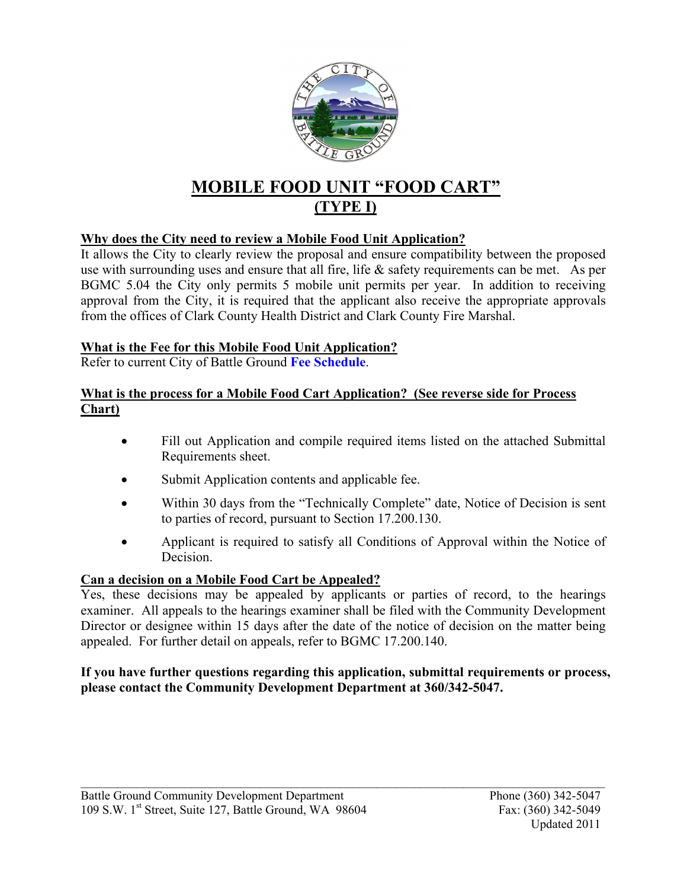# MOBILE FOOD UNIT "FOOD CART"

## (TYPE I)

**Why does the City need to review a Mobile Food Unit Application?**

It allows the City to clearly review the proposal and ensure compatibility between the proposed use with surrounding uses and ensure that all fire, life & safety requirements can be met. As per BGMC 5.04 the City only permits 5 mobile unit permits per year. In addition to receiving approval from the City, it is required that the applicant also receive the appropriate approvals from the offices of Clark County Health District and Clark County Fire Marshal.

**What is the Fee for this Mobile Food Unit Application?**

Refer to current City of Battle Ground **Fee Schedule**.

**What is the process for a Mobile Food Cart Application? (See reverse side for Process Chart)**

- Fill out Application and compile required items listed on the attached Submittal Requirements sheet.
- Submit Application contents and applicable fee.
- Within 30 days from the "Technically Complete" date, Notice of Decision is sent to parties of record, pursuant to Section 17.200.130.
- Applicant is required to satisfy all Conditions of Approval within the Notice of Decision.

**Can a decision on a Mobile Food Cart be Appealed?**

Yes, these decisions may be appealed by applicants or parties of record, to the hearings examiner. All appeals to the hearings examiner shall be filed with the Community Development Director or designee within 15 days after the date of the notice of decision on the matter being appealed. For further detail on appeals, refer to BGMC 17.200.140.

**If you have further questions regarding this application, submittal requirements or process, please contact the Community Development Department at 360/342-5047.**

Battle Ground Community Development Department
109 S.W. 1st Street, Suite 127, Battle Ground, WA 98604
Phone (360) 342-5047
Fax: (360) 342-5049
Updated 2011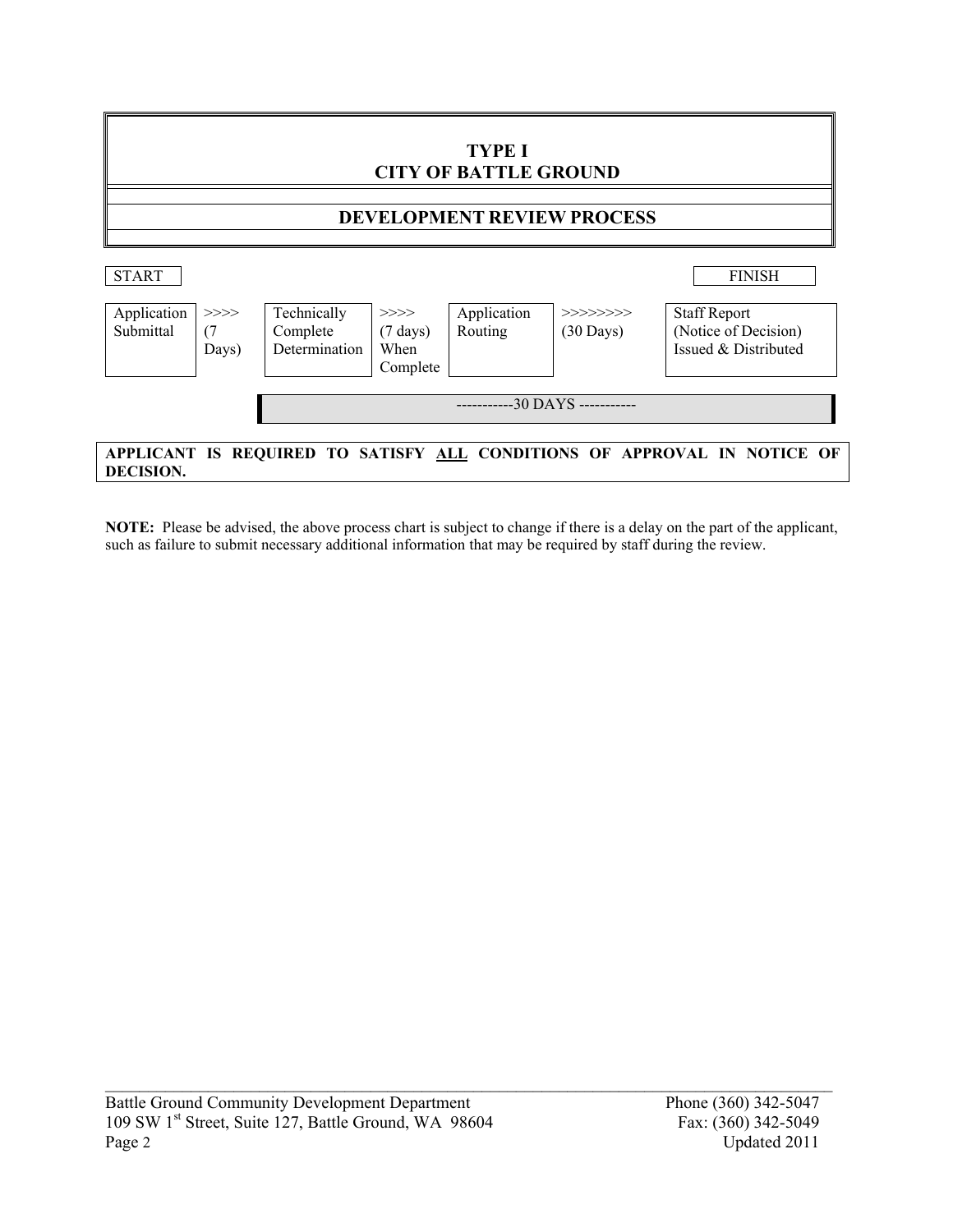# TYPE I
# CITY OF BATTLE GROUND

## DEVELOPMENT REVIEW PROCESS

| START | | | | | | FINISH |
|---|---|---|---|---|---|---|
| Application Submittal | >>>> (7 Days) | Technically Complete Determination | >>>> (7 days) When Complete | Application Routing | >>>>>>>> (30 Days) | Staff Report (Notice of Decision) Issued & Distributed |

-----------30 DAYS -----------

**APPLICANT IS REQUIRED TO SATISFY ALL CONDITIONS OF APPROVAL IN NOTICE OF DECISION.**

**NOTE:** Please be advised, the above process chart is subject to change if there is a delay on the part of the applicant, such as failure to submit necessary additional information that may be required by staff during the review.

Battle Ground Community Development Department
109 SW 1st Street, Suite 127, Battle Ground, WA 98604
Phone (360) 342-5047
Fax: (360) 342-5049
Updated 2011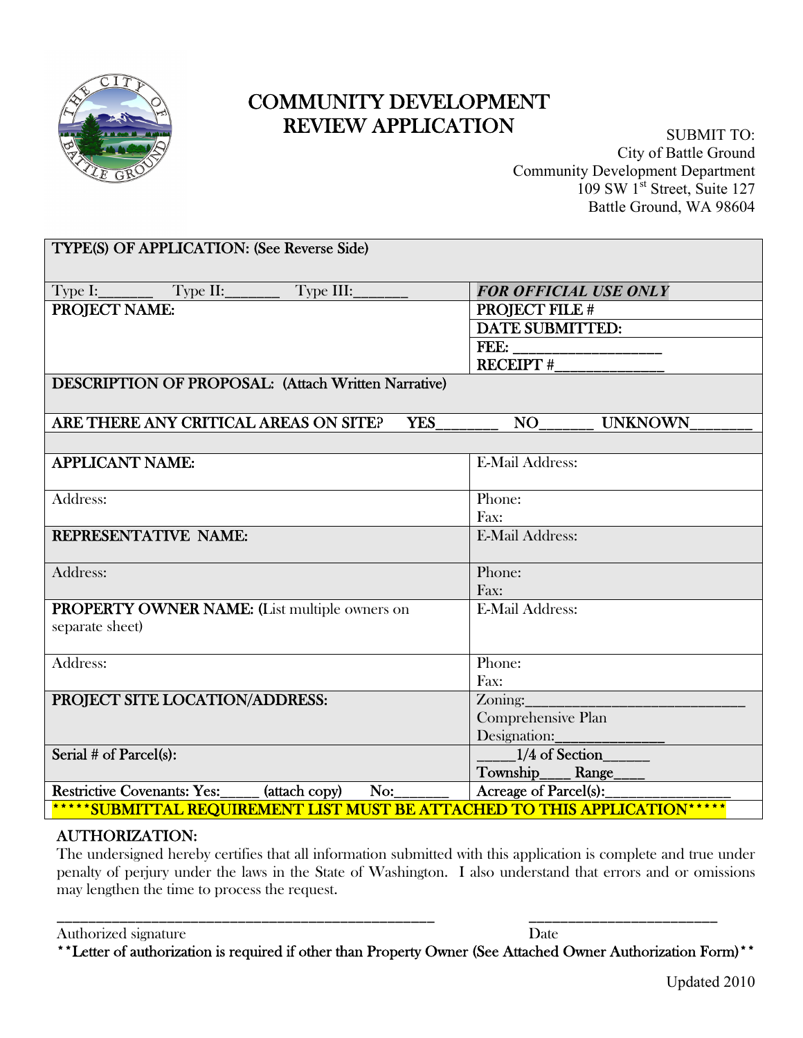# COMMUNITY DEVELOPMENT REVIEW APPLICATION

SUBMIT TO:
City of Battle Ground
Community Development Department
109 SW 1st Street, Suite 127
Battle Ground, WA 98604

| | |
|---|---|
| **TYPE(S) OF APPLICATION: (See Reverse Side)** | |
| Type I:_______ Type II:_______ Type III:_______ | ***FOR OFFICIAL USE ONLY*** |
| **PROJECT NAME:** | **PROJECT FILE #** |
| | **DATE SUBMITTED:** |
| | **FEE:** ___________________ <br> **RECEIPT #**______________ |
| **DESCRIPTION OF PROPOSAL: (Attach Written Narrative)** | |
| **ARE THERE ANY CRITICAL AREAS ON SITE? YES_______ NO______ UNKNOWN_______** | |
| **APPLICANT NAME:** | E-Mail Address: |
| Address: | Phone: <br> Fax: |
| **REPRESENTATIVE NAME:** | E-Mail Address: |
| Address: | Phone: <br> Fax: |
| **PROPERTY OWNER NAME:** (List multiple owners on separate sheet) | E-Mail Address: |
| Address: | Phone: <br> Fax: |
| **PROJECT SITE LOCATION/ADDRESS:** | Zoning:____________________________ <br> Comprehensive Plan Designation:______________ |
| **Serial # of Parcel(s):** | _____1/4 of Section______ <br> Township____ Range____ |
| **Restrictive Covenants: Yes:_____ (attach copy) No:_______** | **Acreage of Parcel(s):________________** |
| **\*\*\*\*\*SUBMITTAL REQUIREMENT LIST MUST BE ATTACHED TO THIS APPLICATION\*\*\*\*\*** | |

## AUTHORIZATION:

The undersigned hereby certifies that all information submitted with this application is complete and true under penalty of perjury under the laws in the State of Washington. I also understand that errors and or omissions may lengthen the time to process the request.

_______________________________________________ ________________________

Authorized signature Date

**\*\*Letter of authorization is required if other than Property Owner (See Attached Owner Authorization Form)\*\***

Updated 2010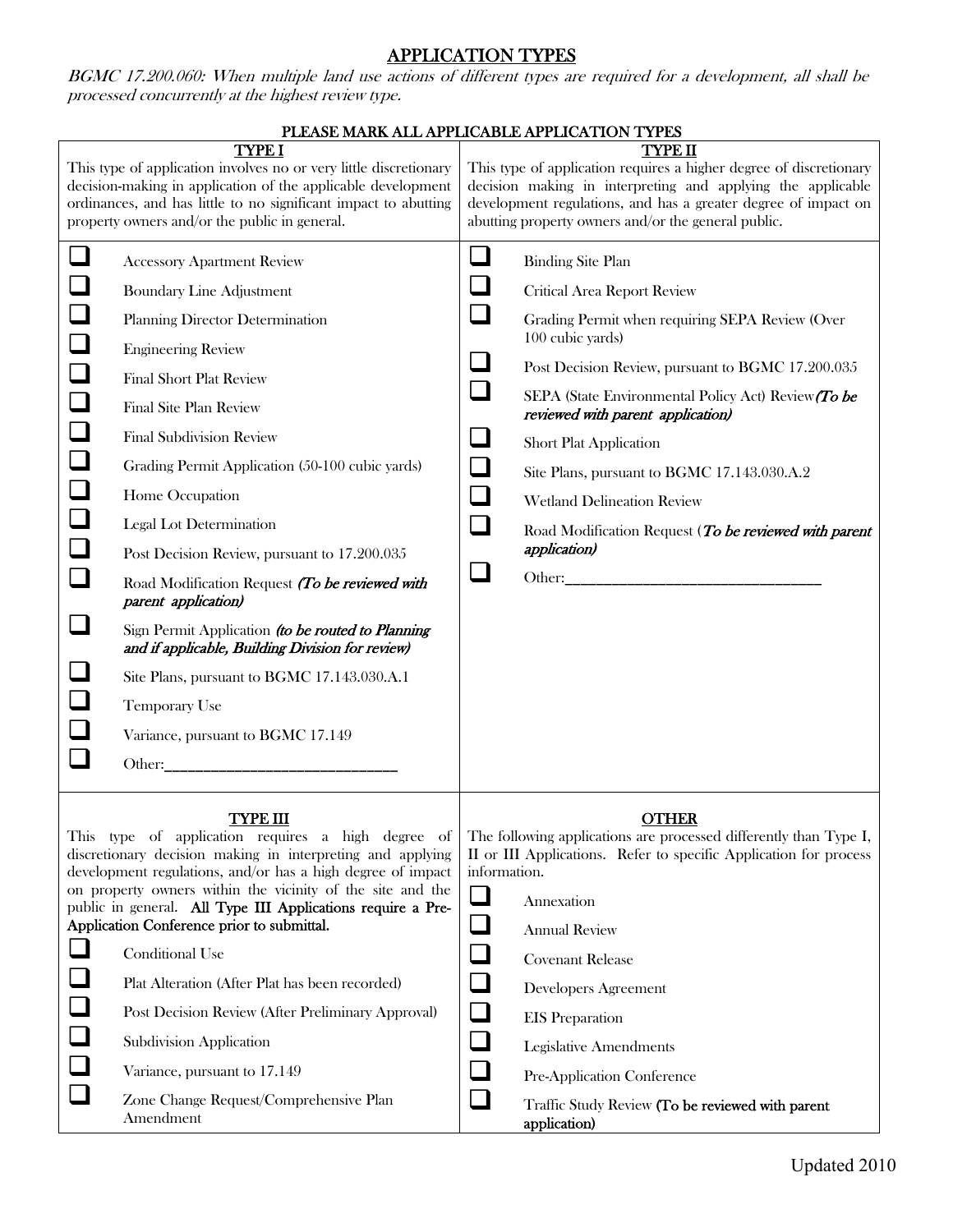# APPLICATION TYPES

*BGMC 17.200.060: When multiple land use actions of different types are required for a development, all shall be processed concurrently at the highest review type.*

**PLEASE MARK ALL APPLICABLE APPLICATION TYPES**

## TYPE I

This type of application involves no or very little discretionary decision-making in application of the applicable development ordinances, and has little to no significant impact to abutting property owners and/or the public in general.

- ☐ Accessory Apartment Review
- ☐ Boundary Line Adjustment
- ☐ Planning Director Determination
- ☐ Engineering Review
- ☐ Final Short Plat Review
- ☐ Final Site Plan Review
- ☐ Final Subdivision Review
- ☐ Grading Permit Application (50-100 cubic yards)
- ☐ Home Occupation
- ☐ Legal Lot Determination
- ☐ Post Decision Review, pursuant to 17.200.035
- ☐ Road Modification Request *(To be reviewed with parent application)*
- ☐ Sign Permit Application *(to be routed to Planning and if applicable, Building Division for review)*
- ☐ Site Plans, pursuant to BGMC 17.143.030.A.1
- ☐ Temporary Use
- ☐ Variance, pursuant to BGMC 17.149
- ☐ Other:_______________________________

## TYPE II

This type of application requires a higher degree of discretionary decision making in interpreting and applying the applicable development regulations, and has a greater degree of impact on abutting property owners and/or the general public.

- ☐ Binding Site Plan
- ☐ Critical Area Report Review
- ☐ Grading Permit when requiring SEPA Review (Over 100 cubic yards)
- ☐ Post Decision Review, pursuant to BGMC 17.200.035
- ☐ SEPA (State Environmental Policy Act) Review *(To be reviewed with parent application)*
- ☐ Short Plat Application
- ☐ Site Plans, pursuant to BGMC 17.143.030.A.2
- ☐ Wetland Delineation Review
- ☐ Road Modification Request (*To be reviewed with parent application)*
- ☐ Other:_________________________________

## TYPE III

This type of application requires a high degree of discretionary decision making in interpreting and applying development regulations, and/or has a high degree of impact on property owners within the vicinity of the site and the public in general. **All Type III Applications require a Pre-Application Conference prior to submittal.**

- ☐ Conditional Use
- ☐ Plat Alteration (After Plat has been recorded)
- ☐ Post Decision Review (After Preliminary Approval)
- ☐ Subdivision Application
- ☐ Variance, pursuant to 17.149
- ☐ Zone Change Request/Comprehensive Plan Amendment

## OTHER

The following applications are processed differently than Type I, II or III Applications. Refer to specific Application for process information.

- ☐ Annexation
- ☐ Annual Review
- ☐ Covenant Release
- ☐ Developers Agreement
- ☐ EIS Preparation
- ☐ Legislative Amendments
- ☐ Pre-Application Conference
- ☐ Traffic Study Review **(To be reviewed with parent application)**

Updated 2010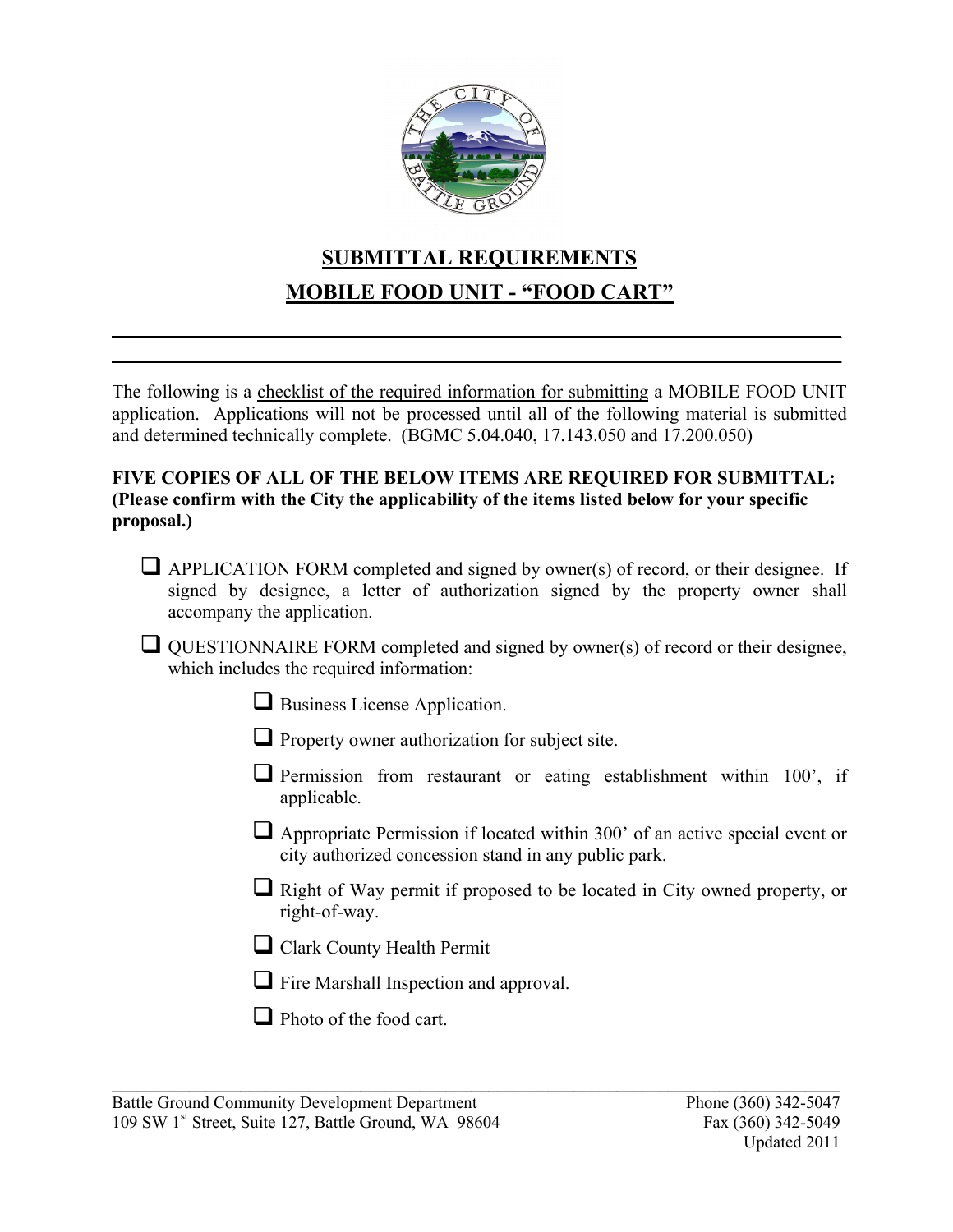# SUBMITTAL REQUIREMENTS

# MOBILE FOOD UNIT - "FOOD CART"

The following is a checklist of the required information for submitting a MOBILE FOOD UNIT application. Applications will not be processed until all of the following material is submitted and determined technically complete. (BGMC 5.04.040, 17.143.050 and 17.200.050)

**FIVE COPIES OF ALL OF THE BELOW ITEMS ARE REQUIRED FOR SUBMITTAL: (Please confirm with the City the applicability of the items listed below for your specific proposal.)**

- [ ] APPLICATION FORM completed and signed by owner(s) of record, or their designee. If signed by designee, a letter of authorization signed by the property owner shall accompany the application.
- [ ] QUESTIONNAIRE FORM completed and signed by owner(s) of record or their designee, which includes the required information:
  - [ ] Business License Application.
  - [ ] Property owner authorization for subject site.
  - [ ] Permission from restaurant or eating establishment within 100', if applicable.
  - [ ] Appropriate Permission if located within 300' of an active special event or city authorized concession stand in any public park.
  - [ ] Right of Way permit if proposed to be located in City owned property, or right-of-way.
  - [ ] Clark County Health Permit
  - [ ] Fire Marshall Inspection and approval.
  - [ ] Photo of the food cart.

Battle Ground Community Development Department
109 SW 1st Street, Suite 127, Battle Ground, WA 98604
Phone (360) 342-5047
Fax (360) 342-5049
Updated 2011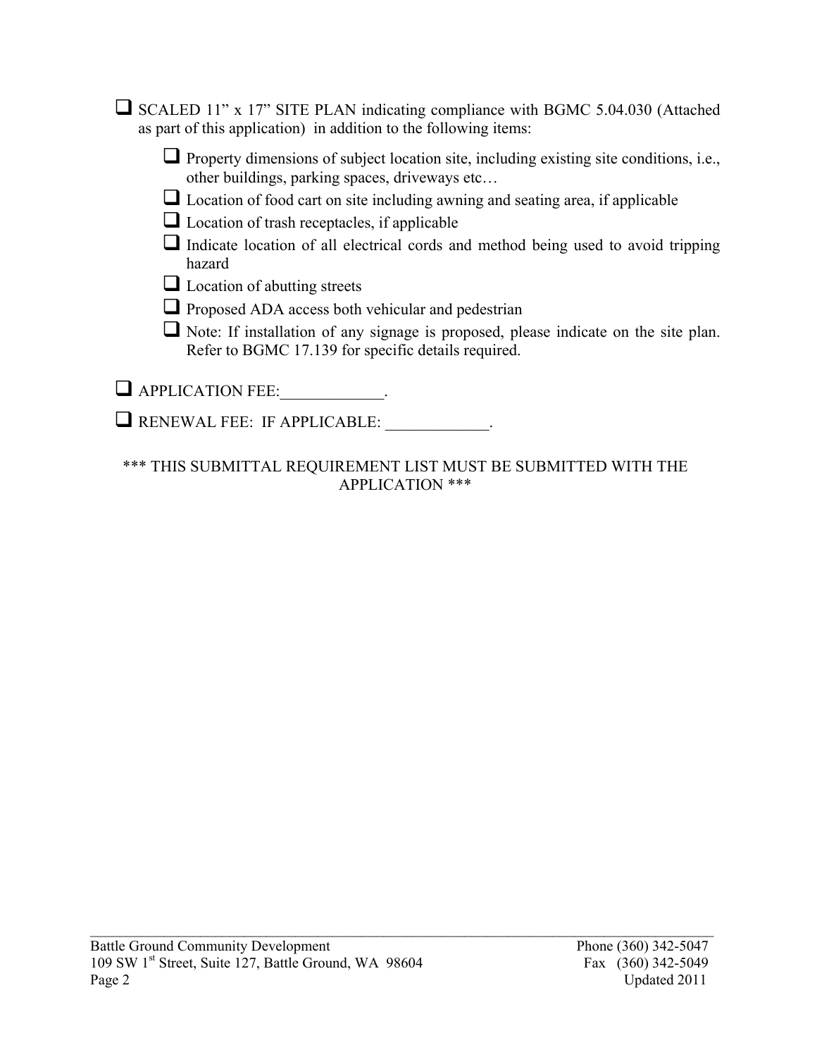- [ ] SCALED 11” x 17” SITE PLAN indicating compliance with BGMC 5.04.030 (Attached as part of this application) in addition to the following items:
  - [ ] Property dimensions of subject location site, including existing site conditions, i.e., other buildings, parking spaces, driveways etc…
  - [ ] Location of food cart on site including awning and seating area, if applicable
  - [ ] Location of trash receptacles, if applicable
  - [ ] Indicate location of all electrical cords and method being used to avoid tripping hazard
  - [ ] Location of abutting streets
  - [ ] Proposed ADA access both vehicular and pedestrian
  - [ ] Note: If installation of any signage is proposed, please indicate on the site plan. Refer to BGMC 17.139 for specific details required.

- [ ] APPLICATION FEE:_____________.

- [ ] RENEWAL FEE: IF APPLICABLE: _____________.

\*\*\* THIS SUBMITTAL REQUIREMENT LIST MUST BE SUBMITTED WITH THE APPLICATION \*\*\*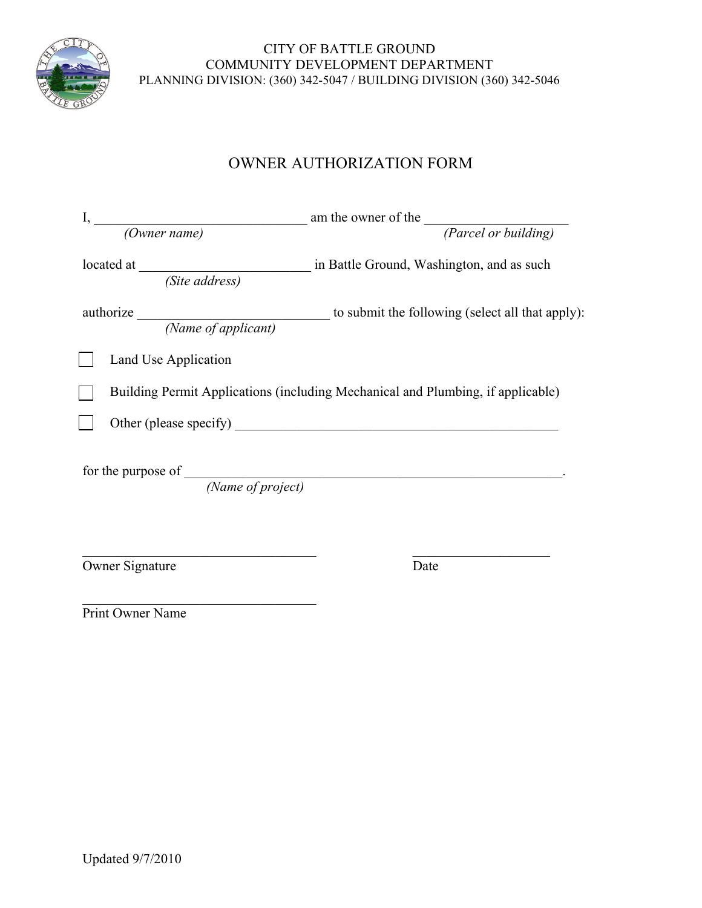CITY OF BATTLE GROUND
COMMUNITY DEVELOPMENT DEPARTMENT
PLANNING DIVISION: (360) 342-5047 / BUILDING DIVISION (360) 342-5046

# OWNER AUTHORIZATION FORM

I, ______________________________ am the owner of the ____________________
*(Owner name)* *(Parcel or building)*

located at ________________________ in Battle Ground, Washington, and as such
*(Site address)*

authorize ___________________________ to submit the following (select all that apply):
*(Name of applicant)*

☐ Land Use Application

☐ Building Permit Applications (including Mechanical and Plumbing, if applicable)

☐ Other (please specify) ______________________________________________

for the purpose of ______________________________________________________.
*(Name of project)*

_________________________________ ____________________
Owner Signature Date

_________________________________
Print Owner Name

Updated 9/7/2010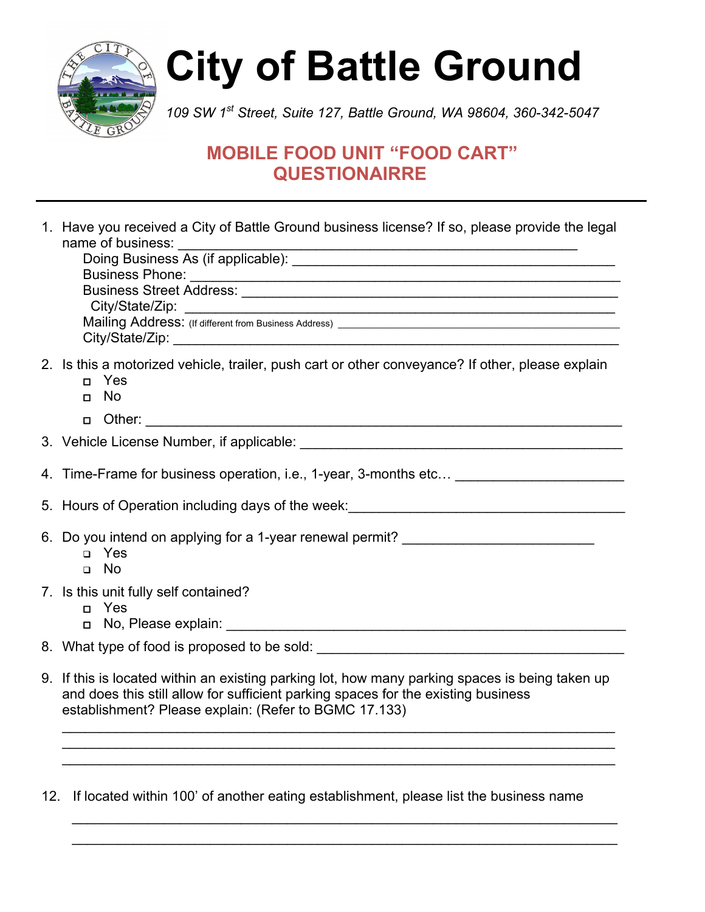# City of Barrle Ground

*109 SW 1st Street, Suite 127, Battle Ground, WA 98604, 360-342-5047*

## MOBILE FOOD UNIT "FOOD CART" QUESTIONAIRRE

---

1. Have you received a City of Battle Ground business license? If so, please provide the legal name of business: ______________________________________________
   Doing Business As (if applicable): ______________________________________________
   Business Phone: ______________________________________________
   Business Street Address: ______________________________________________
   City/State/Zip: ______________________________________________
   Mailing Address: (If different from Business Address) ______________________________________________
   City/State/Zip: ______________________________________________

2. Is this a motorized vehicle, trailer, push cart or other conveyance? If other, please explain
   - ☐ Yes
   - ☐ No
   - ☐ Other: ______________________________________________

3. Vehicle License Number, if applicable: ______________________________________________

4. Time-Frame for business operation, i.e., 1-year, 3-months etc… ______________________

5. Hours of Operation including days of the week:______________________________________

6. Do you intend on applying for a 1-year renewal permit? ________________________
   - ☐ Yes
   - ☐ No

7. Is this unit fully self contained?
   - ☐ Yes
   - ☐ No, Please explain: ______________________________________________

8. What type of food is proposed to be sold: ______________________________________________

9. If this is located within an existing parking lot, how many parking spaces is being taken up and does this still allow for sufficient parking spaces for the existing business establishment? Please explain: (Refer to BGMC 17.133)

   ______________________________________________________________________
   ______________________________________________________________________
   ______________________________________________________________________

12. If located within 100' of another eating establishment, please list the business name

   ______________________________________________________________________
   ______________________________________________________________________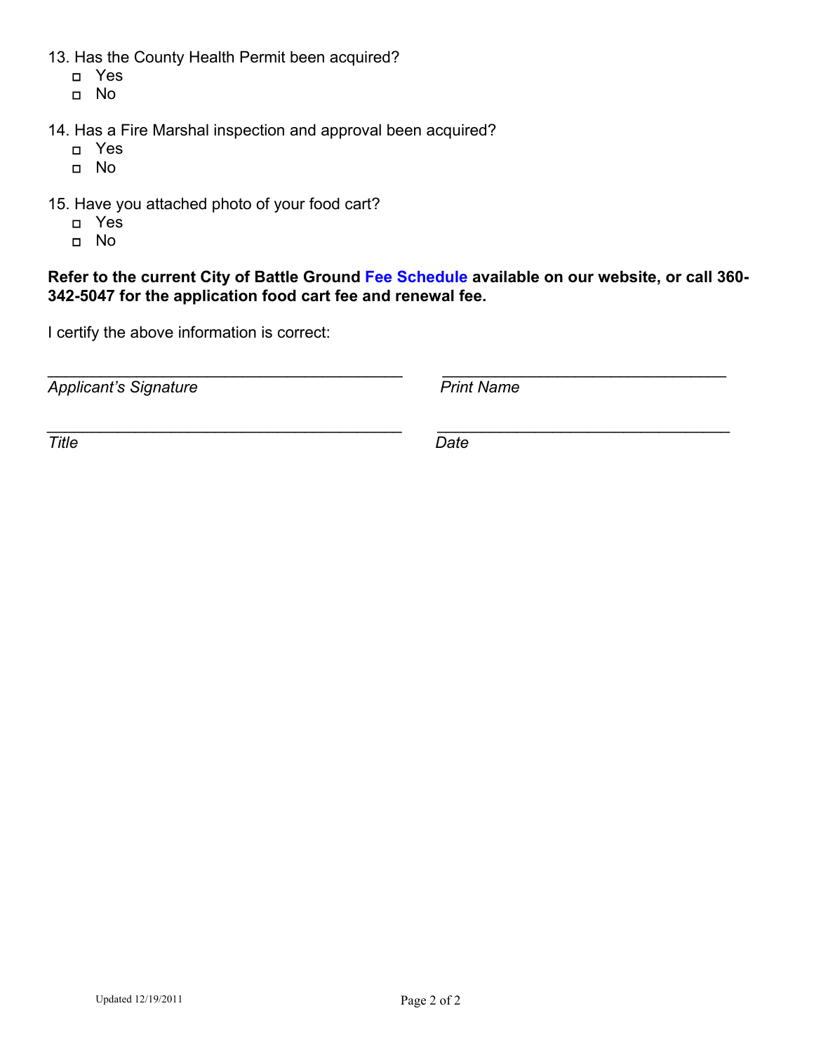13. Has the County Health Permit been acquired?
   - ☐ Yes
   - ☐ No

14. Has a Fire Marshal inspection and approval been acquired?
   - ☐ Yes
   - ☐ No

15. Have you attached photo of your food cart?
   - ☐ Yes
   - ☐ No

**Refer to the current City of Battle Ground Fee Schedule available on our website, or call 360-342-5047 for the application food cart fee and renewal fee.**

I certify the above information is correct:

| | |
|---|---|
| ___________________________________ | ___________________________________ |
| *Applicant's Signature* | *Print Name* |
| ___________________________________ | ___________________________________ |
| *Title* | *Date* |

Updated 12/19/2011